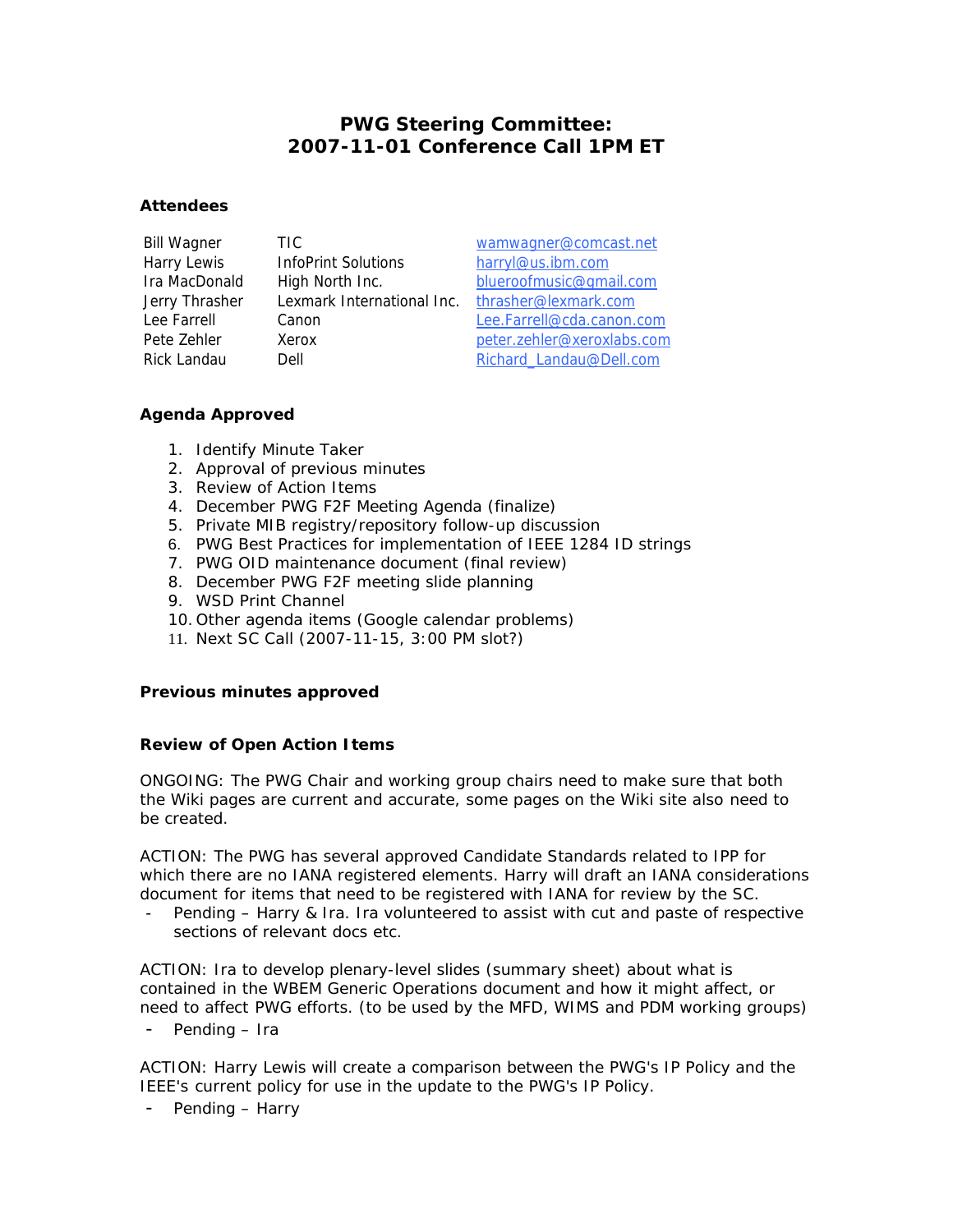# PWG Steering Committee:
# 2007-11-01 Conference Call 1PM ET

### Attendees

| | | |
|---|---|---|
| Bill Wagner | TIC | wamwagner@comcast.net |
| Harry Lewis | InfoPrint Solutions | harryl@us.ibm.com |
| Ira MacDonald | High North Inc. | blueroofmusic@gmail.com |
| Jerry Thrasher | Lexmark International Inc. | thrasher@lexmark.com |
| Lee Farrell | Canon | Lee.Farrell@cda.canon.com |
| Pete Zehler | Xerox | peter.zehler@xeroxlabs.com |
| Rick Landau | Dell | Richard_Landau@Dell.com |

### Agenda Approved

1. Identify Minute Taker
2. Approval of previous minutes
3. Review of Action Items
4. December PWG F2F Meeting Agenda (finalize)
5. Private MIB registry/repository follow-up discussion
6. PWG Best Practices for implementation of IEEE 1284 ID strings
7. PWG OID maintenance document (final review)
8. December PWG F2F meeting slide planning
9. WSD Print Channel
10. Other agenda items (Google calendar problems)
11. Next SC Call (2007-11-15, 3:00 PM slot?)

### Previous minutes approved

### Review of Open Action Items

ONGOING: The PWG Chair and working group chairs need to make sure that both the Wiki pages are current and accurate, some pages on the Wiki site also need to be created.

ACTION: The PWG has several approved Candidate Standards related to IPP for which there are no IANA registered elements. Harry will draft an IANA considerations document for items that need to be registered with IANA for review by the SC.

- Pending – Harry & Ira. Ira volunteered to assist with cut and paste of respective sections of relevant docs etc.

ACTION: Ira to develop plenary-level slides (summary sheet) about what is contained in the WBEM Generic Operations document and how it might affect, or need to affect PWG efforts. (to be used by the MFD, WIMS and PDM working groups)

- Pending – Ira

ACTION: Harry Lewis will create a comparison between the PWG's IP Policy and the IEEE's current policy for use in the update to the PWG's IP Policy.

- Pending – Harry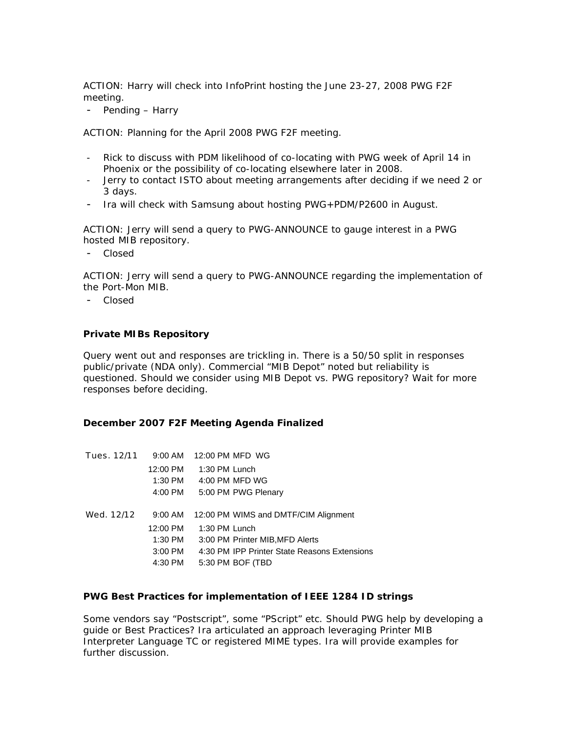ACTION: Harry will check into InfoPrint hosting the June 23-27, 2008 PWG F2F meeting.

- Pending – Harry

ACTION: Planning for the April 2008 PWG F2F meeting.

- Rick to discuss with PDM likelihood of co-locating with PWG week of April 14 in Phoenix or the possibility of co-locating elsewhere later in 2008.
- Jerry to contact ISTO about meeting arrangements after deciding if we need 2 or 3 days.
- Ira will check with Samsung about hosting PWG+PDM/P2600 in August.

ACTION: Jerry will send a query to PWG-ANNOUNCE to gauge interest in a PWG hosted MIB repository.

- Closed

ACTION: Jerry will send a query to PWG-ANNOUNCE regarding the implementation of the Port-Mon MIB.

- Closed

**Private MIBs Repository**

Query went out and responses are trickling in. There is a 50/50 split in responses public/private (NDA only). Commercial "MIB Depot" noted but reliability is questioned. Should we consider using MIB Depot vs. PWG repository? Wait for more responses before deciding.

**December 2007 F2F Meeting Agenda Finalized**

| Day | Start | End | Session |
|---|---|---|---|
| Tues. 12/11 | 9:00 AM | 12:00 PM | MFD WG |
| | 12:00 PM | 1:30 PM | Lunch |
| | 1:30 PM | 4:00 PM | MFD WG |
| | 4:00 PM | 5:00 PM | PWG Plenary |
| Wed. 12/12 | 9:00 AM | 12:00 PM | WIMS and DMTF/CIM Alignment |
| | 12:00 PM | 1:30 PM | Lunch |
| | 1:30 PM | 3:00 PM | Printer MIB,MFD Alerts |
| | 3:00 PM | 4:30 PM | IPP Printer State Reasons Extensions |
| | 4:30 PM | 5:30 PM | BOF (TBD |

**PWG Best Practices for implementation of IEEE 1284 ID strings**

Some vendors say "Postscript", some "PScript" etc. Should PWG help by developing a guide or Best Practices? Ira articulated an approach leveraging Printer MIB Interpreter Language TC or registered MIME types. Ira will provide examples for further discussion.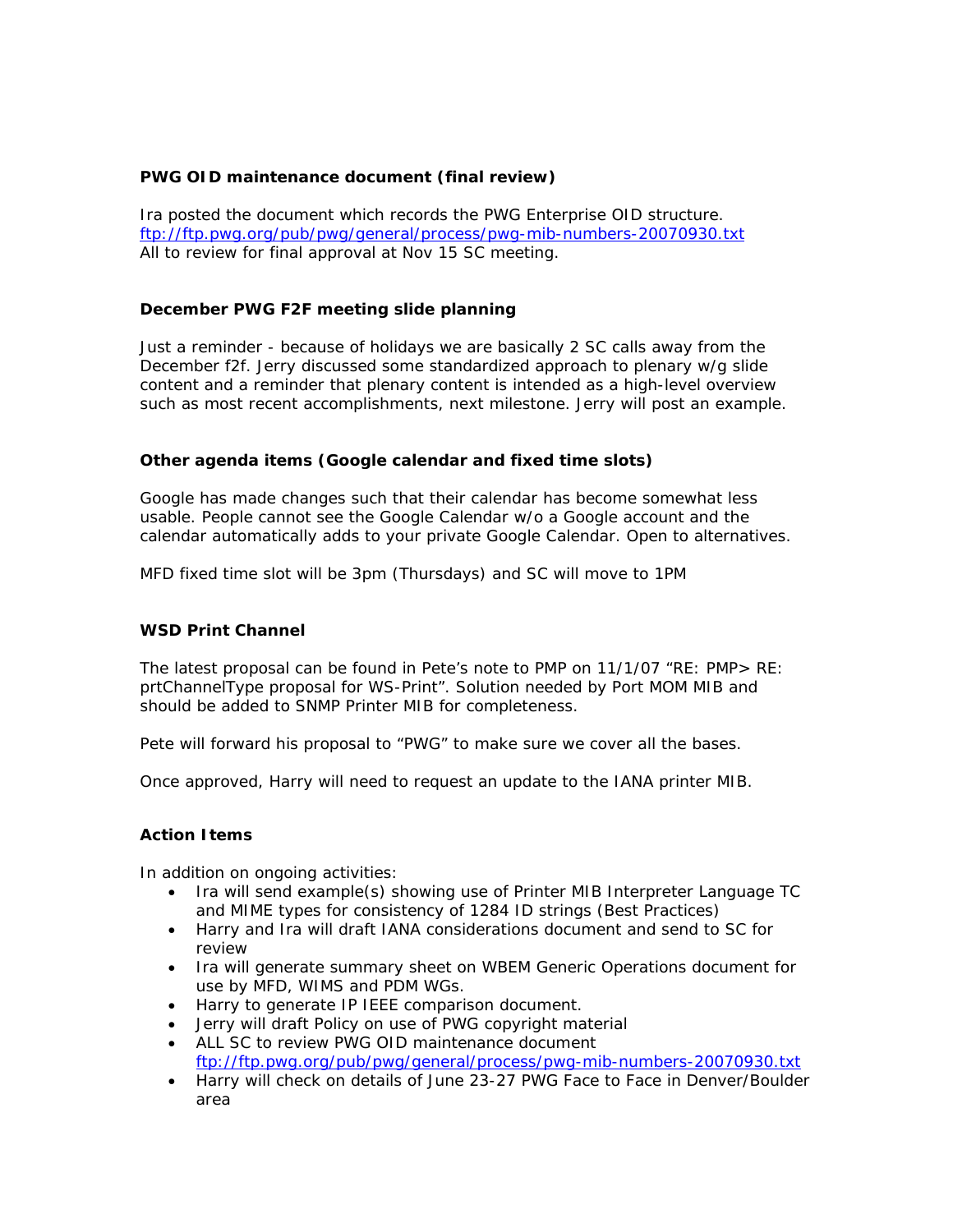### PWG OID maintenance document (final review)

Ira posted the document which records the PWG Enterprise OID structure.
ftp://ftp.pwg.org/pub/pwg/general/process/pwg-mib-numbers-20070930.txt
All to review for final approval at Nov 15 SC meeting.

### December PWG F2F meeting slide planning

Just a reminder - because of holidays we are basically 2 SC calls away from the December f2f. Jerry discussed some standardized approach to plenary w/g slide content and a reminder that plenary content is intended as a high-level overview such as most recent accomplishments, next milestone. Jerry will post an example.

### Other agenda items (Google calendar and fixed time slots)

Google has made changes such that their calendar has become somewhat less usable. People cannot see the Google Calendar w/o a Google account and the calendar automatically adds to your private Google Calendar. Open to alternatives.

MFD fixed time slot will be 3pm (Thursdays) and SC will move to 1PM

### WSD Print Channel

The latest proposal can be found in Pete's note to PMP on 11/1/07 "RE: PMP> RE: prtChannelType proposal for WS-Print". Solution needed by Port MOM MIB and should be added to SNMP Printer MIB for completeness.

Pete will forward his proposal to "PWG" to make sure we cover all the bases.

Once approved, Harry will need to request an update to the IANA printer MIB.

### Action Items

In addition on ongoing activities:

- Ira will send example(s) showing use of Printer MIB Interpreter Language TC and MIME types for consistency of 1284 ID strings (Best Practices)
- Harry and Ira will draft IANA considerations document and send to SC for review
- Ira will generate summary sheet on WBEM Generic Operations document for use by MFD, WIMS and PDM WGs.
- Harry to generate IP IEEE comparison document.
- Jerry will draft Policy on use of PWG copyright material
- ALL SC to review PWG OID maintenance document ftp://ftp.pwg.org/pub/pwg/general/process/pwg-mib-numbers-20070930.txt
- Harry will check on details of June 23-27 PWG Face to Face in Denver/Boulder area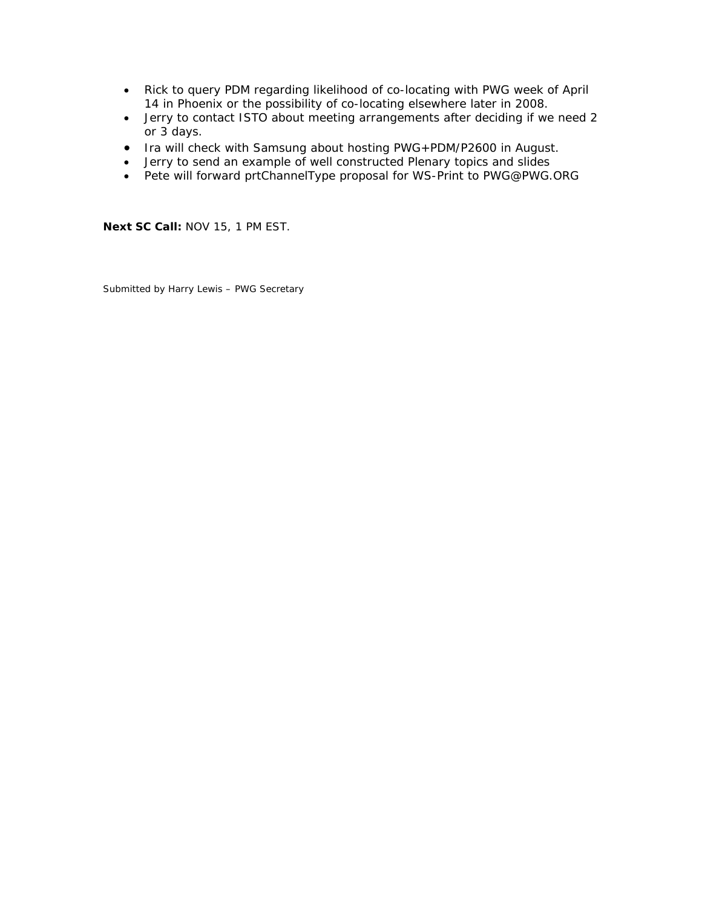- Rick to query PDM regarding likelihood of co-locating with PWG week of April 14 in Phoenix or the possibility of co-locating elsewhere later in 2008.
- Jerry to contact ISTO about meeting arrangements after deciding if we need 2 or 3 days.
- Ira will check with Samsung about hosting PWG+PDM/P2600 in August.
- Jerry to send an example of well constructed Plenary topics and slides
- Pete will forward prtChannelType proposal for WS-Print to PWG@PWG.ORG

**Next SC Call:** NOV 15, 1 PM EST.

Submitted by Harry Lewis – PWG Secretary